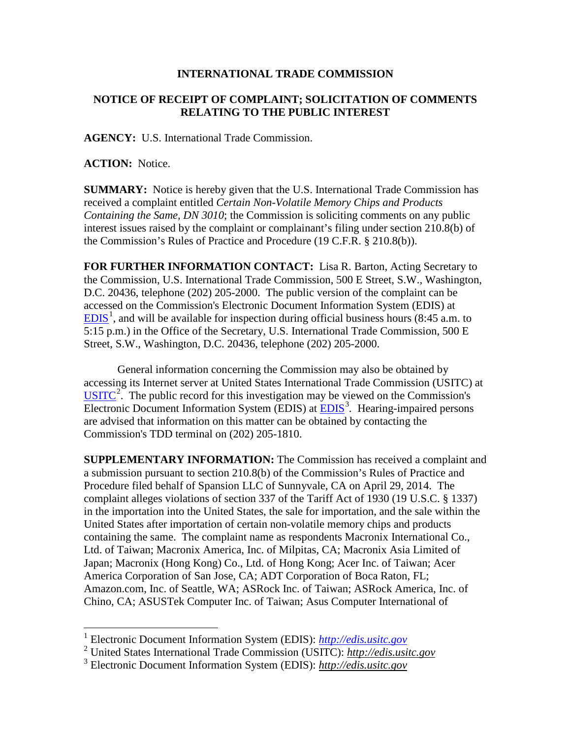**INTERNATIONAL TRADE COMMISSION**

**NOTICE OF RECEIPT OF COMPLAINT; SOLICITATION OF COMMENTS RELATING TO THE PUBLIC INTEREST**

**AGENCY:** U.S. International Trade Commission.

**ACTION:** Notice.

**SUMMARY:** Notice is hereby given that the U.S. International Trade Commission has received a complaint entitled *Certain Non-Volatile Memory Chips and Products Containing the Same, DN 3010*; the Commission is soliciting comments on any public interest issues raised by the complaint or complainant's filing under section 210.8(b) of the Commission's Rules of Practice and Procedure (19 C.F.R. § 210.8(b)).

**FOR FURTHER INFORMATION CONTACT:** Lisa R. Barton, Acting Secretary to the Commission, U.S. International Trade Commission, 500 E Street, S.W., Washington, D.C. 20436, telephone (202) 205-2000. The public version of the complaint can be accessed on the Commission's Electronic Document Information System (EDIS) at EDIS[1], and will be available for inspection during official business hours (8:45 a.m. to 5:15 p.m.) in the Office of the Secretary, U.S. International Trade Commission, 500 E Street, S.W., Washington, D.C. 20436, telephone (202) 205-2000.

General information concerning the Commission may also be obtained by accessing its Internet server at United States International Trade Commission (USITC) at USITC[2]. The public record for this investigation may be viewed on the Commission's Electronic Document Information System (EDIS) at EDIS[3]. Hearing-impaired persons are advised that information on this matter can be obtained by contacting the Commission's TDD terminal on (202) 205-1810.

**SUPPLEMENTARY INFORMATION:** The Commission has received a complaint and a submission pursuant to section 210.8(b) of the Commission's Rules of Practice and Procedure filed behalf of Spansion LLC of Sunnyvale, CA on April 29, 2014. The complaint alleges violations of section 337 of the Tariff Act of 1930 (19 U.S.C. § 1337) in the importation into the United States, the sale for importation, and the sale within the United States after importation of certain non-volatile memory chips and products containing the same. The complaint name as respondents Macronix International Co., Ltd. of Taiwan; Macronix America, Inc. of Milpitas, CA; Macronix Asia Limited of Japan; Macronix (Hong Kong) Co., Ltd. of Hong Kong; Acer Inc. of Taiwan; Acer America Corporation of San Jose, CA; ADT Corporation of Boca Raton, FL; Amazon.com, Inc. of Seattle, WA; ASRock Inc. of Taiwan; ASRock America, Inc. of Chino, CA; ASUSTek Computer Inc. of Taiwan; Asus Computer International of

---

[1] Electronic Document Information System (EDIS): *http://edis.usitc.gov*

[2] United States International Trade Commission (USITC): *http://edis.usitc.gov*

[3] Electronic Document Information System (EDIS): *http://edis.usitc.gov*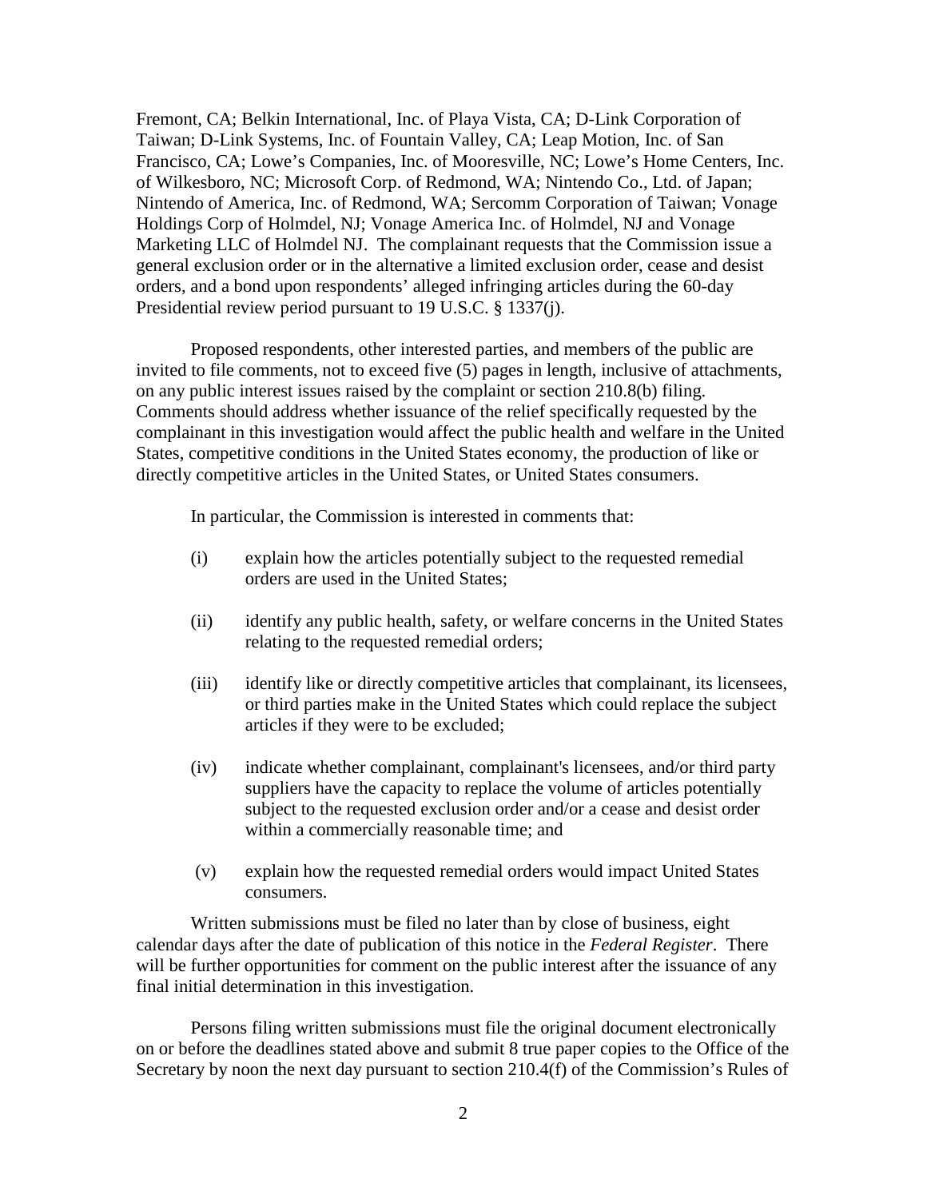Fremont, CA; Belkin International, Inc. of Playa Vista, CA; D-Link Corporation of Taiwan; D-Link Systems, Inc. of Fountain Valley, CA; Leap Motion, Inc. of San Francisco, CA; Lowe's Companies, Inc. of Mooresville, NC; Lowe's Home Centers, Inc. of Wilkesboro, NC; Microsoft Corp. of Redmond, WA; Nintendo Co., Ltd. of Japan; Nintendo of America, Inc. of Redmond, WA; Sercomm Corporation of Taiwan; Vonage Holdings Corp of Holmdel, NJ; Vonage America Inc. of Holmdel, NJ and Vonage Marketing LLC of Holmdel NJ. The complainant requests that the Commission issue a general exclusion order or in the alternative a limited exclusion order, cease and desist orders, and a bond upon respondents' alleged infringing articles during the 60-day Presidential review period pursuant to 19 U.S.C. § 1337(j).

Proposed respondents, other interested parties, and members of the public are invited to file comments, not to exceed five (5) pages in length, inclusive of attachments, on any public interest issues raised by the complaint or section 210.8(b) filing. Comments should address whether issuance of the relief specifically requested by the complainant in this investigation would affect the public health and welfare in the United States, competitive conditions in the United States economy, the production of like or directly competitive articles in the United States, or United States consumers.

In particular, the Commission is interested in comments that:

(i) explain how the articles potentially subject to the requested remedial orders are used in the United States;

(ii) identify any public health, safety, or welfare concerns in the United States relating to the requested remedial orders;

(iii) identify like or directly competitive articles that complainant, its licensees, or third parties make in the United States which could replace the subject articles if they were to be excluded;

(iv) indicate whether complainant, complainant's licensees, and/or third party suppliers have the capacity to replace the volume of articles potentially subject to the requested exclusion order and/or a cease and desist order within a commercially reasonable time; and

(v) explain how the requested remedial orders would impact United States consumers.

Written submissions must be filed no later than by close of business, eight calendar days after the date of publication of this notice in the *Federal Register*. There will be further opportunities for comment on the public interest after the issuance of any final initial determination in this investigation.

Persons filing written submissions must file the original document electronically on or before the deadlines stated above and submit 8 true paper copies to the Office of the Secretary by noon the next day pursuant to section 210.4(f) of the Commission's Rules of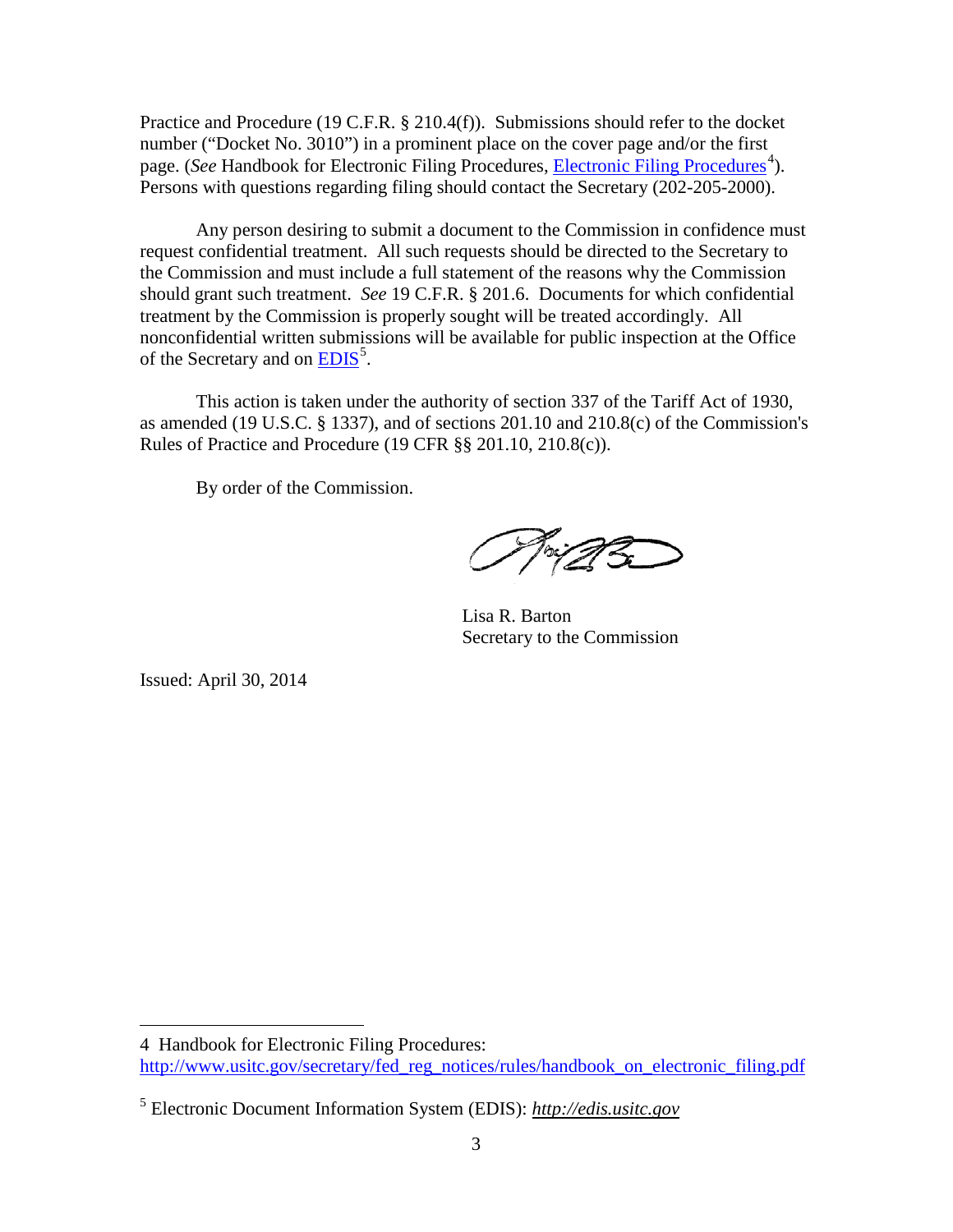Practice and Procedure (19 C.F.R. § 210.4(f)). Submissions should refer to the docket number ("Docket No. 3010") in a prominent place on the cover page and/or the first page. (*See* Handbook for Electronic Filing Procedures, Electronic Filing Procedures[4]). Persons with questions regarding filing should contact the Secretary (202-205-2000).

Any person desiring to submit a document to the Commission in confidence must request confidential treatment. All such requests should be directed to the Secretary to the Commission and must include a full statement of the reasons why the Commission should grant such treatment. *See* 19 C.F.R. § 201.6. Documents for which confidential treatment by the Commission is properly sought will be treated accordingly. All nonconfidential written submissions will be available for public inspection at the Office of the Secretary and on EDIS[5].

This action is taken under the authority of section 337 of the Tariff Act of 1930, as amended (19 U.S.C. § 1337), and of sections 201.10 and 210.8(c) of the Commission's Rules of Practice and Procedure (19 CFR §§ 201.10, 210.8(c)).

By order of the Commission.

Lisa R. Barton
Secretary to the Commission

Issued: April 30, 2014

---

4 Handbook for Electronic Filing Procedures: http://www.usitc.gov/secretary/fed_reg_notices/rules/handbook_on_electronic_filing.pdf

5 Electronic Document Information System (EDIS): *http://edis.usitc.gov*